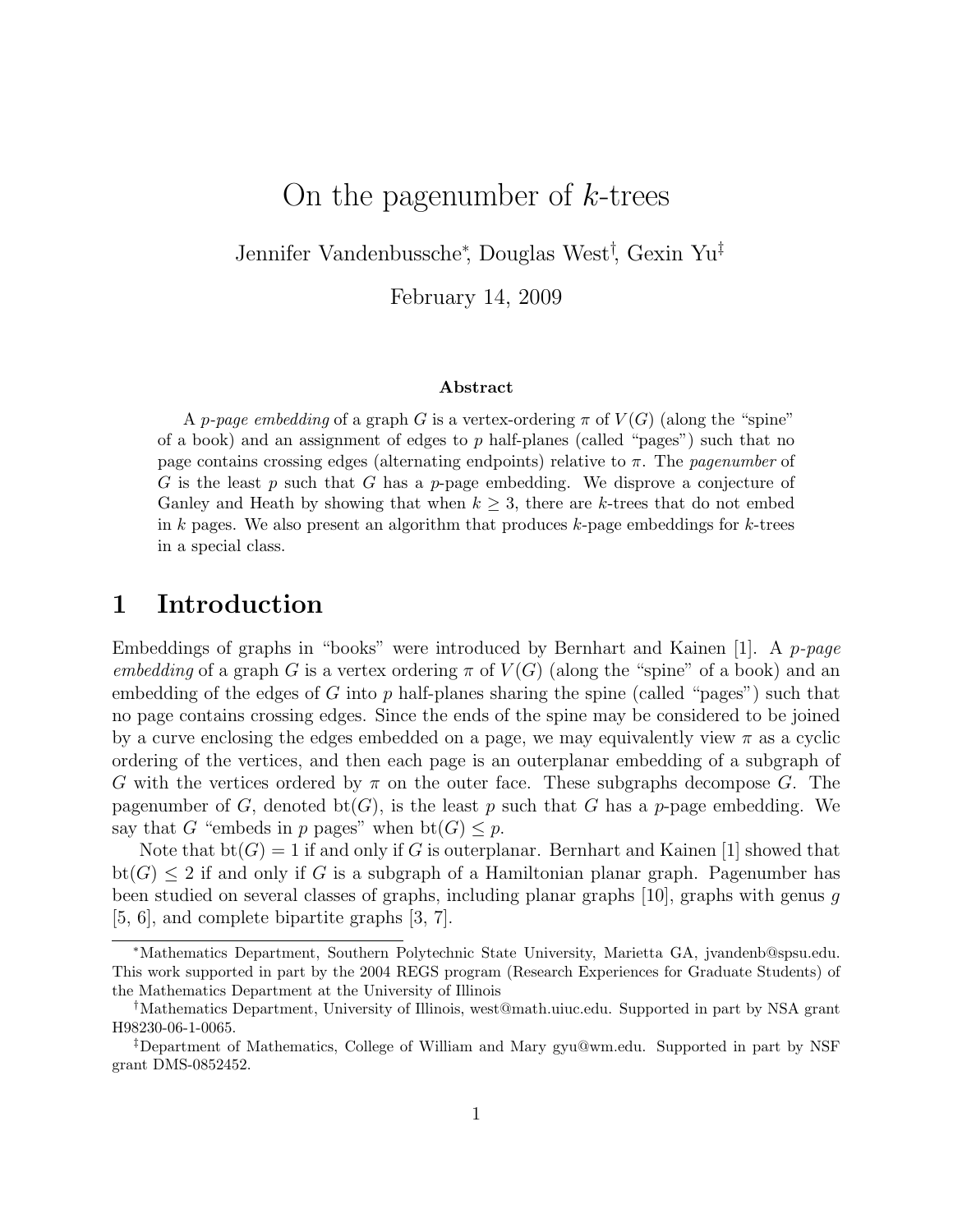# On the pagenumber of $k$-trees

Jennifer Vandenbussche[*], Douglas West[†], Gexin Yu[‡]

February 14, 2009

**Abstract**

A *$p$-page embedding* of a graph $G$ is a vertex-ordering $\pi$ of $V(G)$ (along the "spine" of a book) and an assignment of edges to $p$ half-planes (called "pages") such that no page contains crossing edges (alternating endpoints) relative to $\pi$. The *pagenumber* of $G$ is the least $p$ such that $G$ has a $p$-page embedding. We disprove a conjecture of Ganley and Heath by showing that when $k \geq 3$, there are $k$-trees that do not embed in $k$ pages. We also present an algorithm that produces $k$-page embeddings for $k$-trees in a special class.

## 1 Introduction

Embeddings of graphs in "books" were introduced by Bernhart and Kainen [1]. A *$p$-page embedding* of a graph $G$ is a vertex ordering $\pi$ of $V(G)$ (along the "spine" of a book) and an embedding of the edges of $G$ into $p$ half-planes sharing the spine (called "pages") such that no page contains crossing edges. Since the ends of the spine may be considered to be joined by a curve enclosing the edges embedded on a page, we may equivalently view $\pi$ as a cyclic ordering of the vertices, and then each page is an outerplanar embedding of a subgraph of $G$ with the vertices ordered by $\pi$ on the outer face. These subgraphs decompose $G$. The pagenumber of $G$, denoted $\mathrm{bt}(G)$, is the least $p$ such that $G$ has a $p$-page embedding. We say that $G$ "embeds in $p$ pages" when $\mathrm{bt}(G) \leq p$.

Note that $\mathrm{bt}(G) = 1$ if and only if $G$ is outerplanar. Bernhart and Kainen [1] showed that $\mathrm{bt}(G) \leq 2$ if and only if $G$ is a subgraph of a Hamiltonian planar graph. Pagenumber has been studied on several classes of graphs, including planar graphs [10], graphs with genus $g$ [5, 6], and complete bipartite graphs [3, 7].

---

[*]Mathematics Department, Southern Polytechnic State University, Marietta GA, jvandenb@spsu.edu. This work supported in part by the 2004 REGS program (Research Experiences for Graduate Students) of the Mathematics Department at the University of Illinois

[†]Mathematics Department, University of Illinois, west@math.uiuc.edu. Supported in part by NSA grant H98230-06-1-0065.

[‡]Department of Mathematics, College of William and Mary gyu@wm.edu. Supported in part by NSF grant DMS-0852452.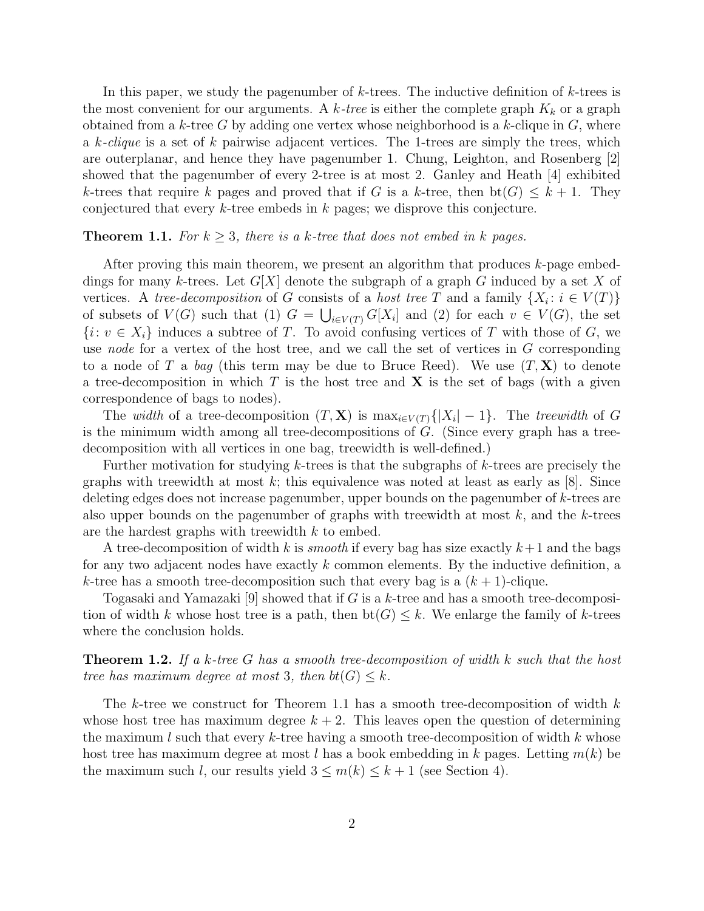In this paper, we study the pagenumber of $k$-trees. The inductive definition of $k$-trees is the most convenient for our arguments. A *$k$-tree* is either the complete graph $K_k$ or a graph obtained from a $k$-tree $G$ by adding one vertex whose neighborhood is a $k$-clique in $G$, where a *$k$-clique* is a set of $k$ pairwise adjacent vertices. The 1-trees are simply the trees, which are outerplanar, and hence they have pagenumber 1. Chung, Leighton, and Rosenberg [2] showed that the pagenumber of every 2-tree is at most 2. Ganley and Heath [4] exhibited $k$-trees that require $k$ pages and proved that if $G$ is a $k$-tree, then $\mathrm{bt}(G) \leq k+1$. They conjectured that every $k$-tree embeds in $k$ pages; we disprove this conjecture.

**Theorem 1.1.** *For $k \geq 3$, there is a $k$-tree that does not embed in $k$ pages.*

After proving this main theorem, we present an algorithm that produces $k$-page embeddings for many $k$-trees. Let $G[X]$ denote the subgraph of a graph $G$ induced by a set $X$ of vertices. A *tree-decomposition* of $G$ consists of a *host tree* $T$ and a family $\{X_i : i \in V(T)\}$ of subsets of $V(G)$ such that (1) $G = \bigcup_{i \in V(T)} G[X_i]$ and (2) for each $v \in V(G)$, the set $\{i : v \in X_i\}$ induces a subtree of $T$. To avoid confusing vertices of $T$ with those of $G$, we use *node* for a vertex of the host tree, and we call the set of vertices in $G$ corresponding to a node of $T$ a *bag* (this term may be due to Bruce Reed). We use $(T, \mathbf{X})$ to denote a tree-decomposition in which $T$ is the host tree and $\mathbf{X}$ is the set of bags (with a given correspondence of bags to nodes).

The *width* of a tree-decomposition $(T, \mathbf{X})$ is $\max_{i \in V(T)}\{|X_i| - 1\}$. The *treewidth* of $G$ is the minimum width among all tree-decompositions of $G$. (Since every graph has a tree-decomposition with all vertices in one bag, treewidth is well-defined.)

Further motivation for studying $k$-trees is that the subgraphs of $k$-trees are precisely the graphs with treewidth at most $k$; this equivalence was noted at least as early as [8]. Since deleting edges does not increase pagenumber, upper bounds on the pagenumber of $k$-trees are also upper bounds on the pagenumber of graphs with treewidth at most $k$, and the $k$-trees are the hardest graphs with treewidth $k$ to embed.

A tree-decomposition of width $k$ is *smooth* if every bag has size exactly $k+1$ and the bags for any two adjacent nodes have exactly $k$ common elements. By the inductive definition, a $k$-tree has a smooth tree-decomposition such that every bag is a $(k+1)$-clique.

Togasaki and Yamazaki [9] showed that if $G$ is a $k$-tree and has a smooth tree-decomposition of width $k$ whose host tree is a path, then $\mathrm{bt}(G) \leq k$. We enlarge the family of $k$-trees where the conclusion holds.

**Theorem 1.2.** *If a $k$-tree $G$ has a smooth tree-decomposition of width $k$ such that the host tree has maximum degree at most 3, then $bt(G) \leq k$.*

The $k$-tree we construct for Theorem 1.1 has a smooth tree-decomposition of width $k$ whose host tree has maximum degree $k+2$. This leaves open the question of determining the maximum $l$ such that every $k$-tree having a smooth tree-decomposition of width $k$ whose host tree has maximum degree at most $l$ has a book embedding in $k$ pages. Letting $m(k)$ be the maximum such $l$, our results yield $3 \leq m(k) \leq k+1$ (see Section 4).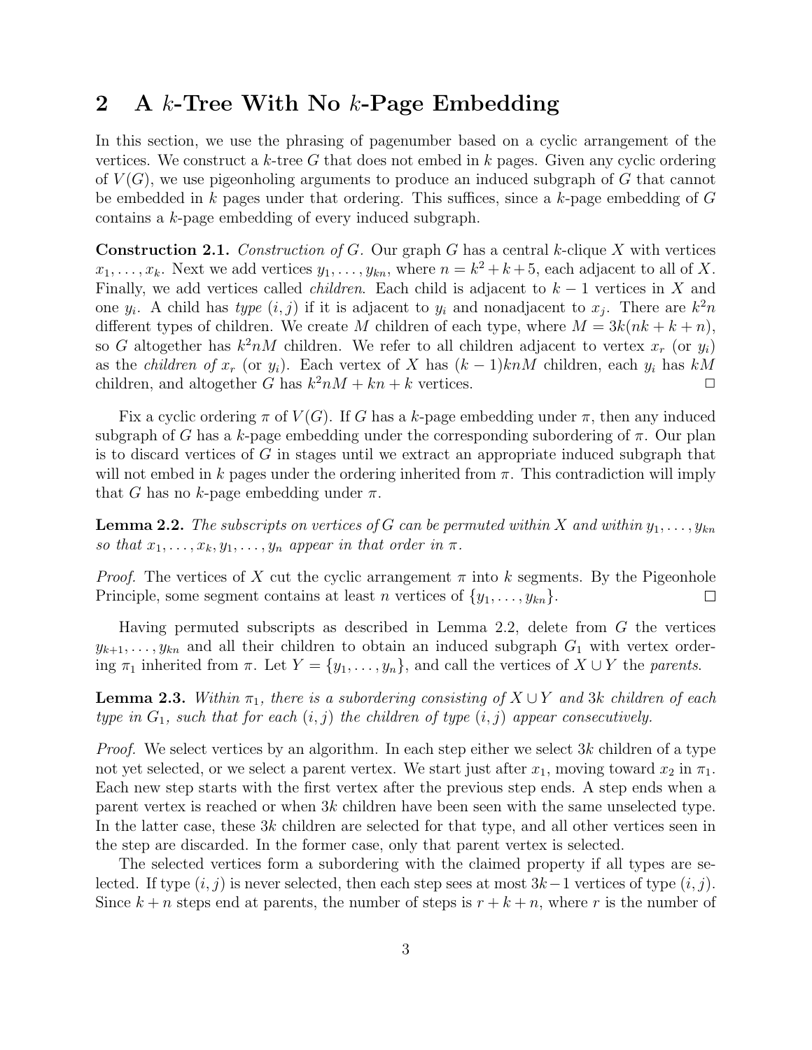## 2 A $k$-Tree With No $k$-Page Embedding

In this section, we use the phrasing of pagenumber based on a cyclic arrangement of the vertices. We construct a $k$-tree $G$ that does not embed in $k$ pages. Given any cyclic ordering of $V(G)$, we use pigeonholing arguments to produce an induced subgraph of $G$ that cannot be embedded in $k$ pages under that ordering. This suffices, since a $k$-page embedding of $G$ contains a $k$-page embedding of every induced subgraph.

**Construction 2.1.** *Construction of $G$.* Our graph $G$ has a central $k$-clique $X$ with vertices $x_1, \ldots, x_k$. Next we add vertices $y_1, \ldots, y_{kn}$, where $n = k^2 + k + 5$, each adjacent to all of $X$. Finally, we add vertices called *children*. Each child is adjacent to $k - 1$ vertices in $X$ and one $y_i$. A child has *type* $(i, j)$ if it is adjacent to $y_i$ and nonadjacent to $x_j$. There are $k^2 n$ different types of children. We create $M$ children of each type, where $M = 3k(nk + k + n)$, so $G$ altogether has $k^2 nM$ children. We refer to all children adjacent to vertex $x_r$ (or $y_i$) as the *children of* $x_r$ (or $y_i$). Each vertex of $X$ has $(k - 1)knM$ children, each $y_i$ has $kM$ children, and altogether $G$ has $k^2 nM + kn + k$ vertices. □

Fix a cyclic ordering $\pi$ of $V(G)$. If $G$ has a $k$-page embedding under $\pi$, then any induced subgraph of $G$ has a $k$-page embedding under the corresponding subordering of $\pi$. Our plan is to discard vertices of $G$ in stages until we extract an appropriate induced subgraph that will not embed in $k$ pages under the ordering inherited from $\pi$. This contradiction will imply that $G$ has no $k$-page embedding under $\pi$.

**Lemma 2.2.** *The subscripts on vertices of $G$ can be permuted within $X$ and within $y_1, \ldots, y_{kn}$ so that $x_1, \ldots, x_k, y_1, \ldots, y_n$ appear in that order in $\pi$.*

*Proof.* The vertices of $X$ cut the cyclic arrangement $\pi$ into $k$ segments. By the Pigeonhole Principle, some segment contains at least $n$ vertices of $\{y_1, \ldots, y_{kn}\}$. □

Having permuted subscripts as described in Lemma 2.2, delete from $G$ the vertices $y_{k+1}, \ldots, y_{kn}$ and all their children to obtain an induced subgraph $G_1$ with vertex ordering $\pi_1$ inherited from $\pi$. Let $Y = \{y_1, \ldots, y_n\}$, and call the vertices of $X \cup Y$ the *parents*.

**Lemma 2.3.** *Within $\pi_1$, there is a subordering consisting of $X \cup Y$ and $3k$ children of each type in $G_1$, such that for each $(i, j)$ the children of type $(i, j)$ appear consecutively.*

*Proof.* We select vertices by an algorithm. In each step either we select $3k$ children of a type not yet selected, or we select a parent vertex. We start just after $x_1$, moving toward $x_2$ in $\pi_1$. Each new step starts with the first vertex after the previous step ends. A step ends when a parent vertex is reached or when $3k$ children have been seen with the same unselected type. In the latter case, these $3k$ children are selected for that type, and all other vertices seen in the step are discarded. In the former case, only that parent vertex is selected.

The selected vertices form a subordering with the claimed property if all types are selected. If type $(i, j)$ is never selected, then each step sees at most $3k-1$ vertices of type $(i, j)$. Since $k + n$ steps end at parents, the number of steps is $r + k + n$, where $r$ is the number of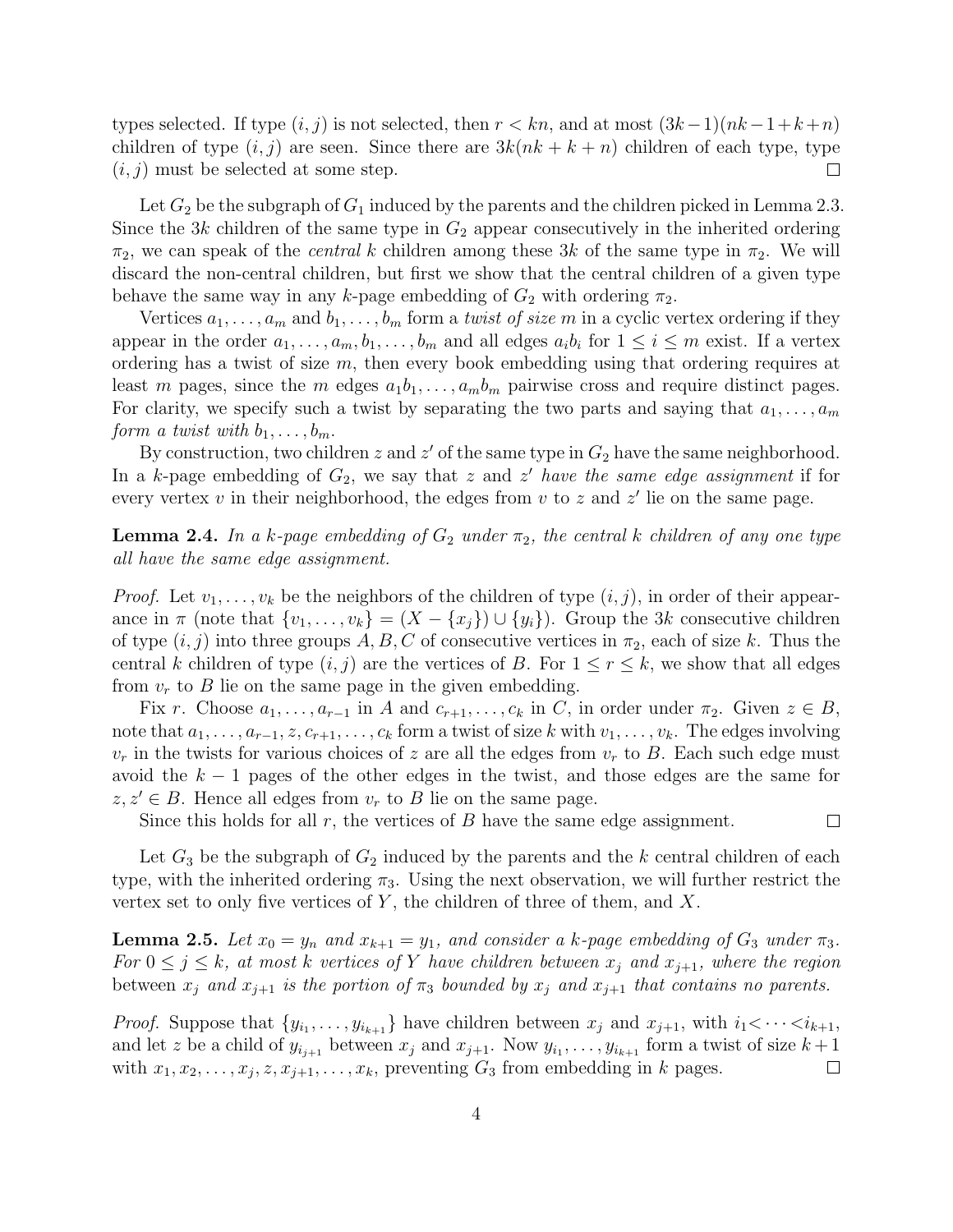types selected. If type $(i, j)$ is not selected, then $r < kn$, and at most $(3k-1)(nk-1+k+n)$ children of type $(i, j)$ are seen. Since there are $3k(nk+k+n)$ children of each type, type $(i, j)$ must be selected at some step. $\square$

Let $G_2$ be the subgraph of $G_1$ induced by the parents and the children picked in Lemma 2.3. Since the $3k$ children of the same type in $G_2$ appear consecutively in the inherited ordering $\pi_2$, we can speak of the *central* $k$ children among these $3k$ of the same type in $\pi_2$. We will discard the non-central children, but first we show that the central children of a given type behave the same way in any $k$-page embedding of $G_2$ with ordering $\pi_2$.

Vertices $a_1, \ldots, a_m$ and $b_1, \ldots, b_m$ form a *twist of size $m$* in a cyclic vertex ordering if they appear in the order $a_1, \ldots, a_m, b_1, \ldots, b_m$ and all edges $a_ib_i$ for $1 \leq i \leq m$ exist. If a vertex ordering has a twist of size $m$, then every book embedding using that ordering requires at least $m$ pages, since the $m$ edges $a_1b_1, \ldots, a_mb_m$ pairwise cross and require distinct pages. For clarity, we specify such a twist by separating the two parts and saying that $a_1, \ldots, a_m$ *form a twist with* $b_1, \ldots, b_m$.

By construction, two children $z$ and $z'$ of the same type in $G_2$ have the same neighborhood. In a $k$-page embedding of $G_2$, we say that $z$ and $z'$ *have the same edge assignment* if for every vertex $v$ in their neighborhood, the edges from $v$ to $z$ and $z'$ lie on the same page.

**Lemma 2.4.** *In a $k$-page embedding of $G_2$ under $\pi_2$, the central $k$ children of any one type all have the same edge assignment.*

*Proof.* Let $v_1, \ldots, v_k$ be the neighbors of the children of type $(i, j)$, in order of their appearance in $\pi$ (note that $\{v_1, \ldots, v_k\} = (X - \{x_j\}) \cup \{y_i\}$). Group the $3k$ consecutive children of type $(i, j)$ into three groups $A, B, C$ of consecutive vertices in $\pi_2$, each of size $k$. Thus the central $k$ children of type $(i, j)$ are the vertices of $B$. For $1 \leq r \leq k$, we show that all edges from $v_r$ to $B$ lie on the same page in the given embedding.

Fix $r$. Choose $a_1, \ldots, a_{r-1}$ in $A$ and $c_{r+1}, \ldots, c_k$ in $C$, in order under $\pi_2$. Given $z \in B$, note that $a_1, \ldots, a_{r-1}, z, c_{r+1}, \ldots, c_k$ form a twist of size $k$ with $v_1, \ldots, v_k$. The edges involving $v_r$ in the twists for various choices of $z$ are all the edges from $v_r$ to $B$. Each such edge must avoid the $k-1$ pages of the other edges in the twist, and those edges are the same for $z, z' \in B$. Hence all edges from $v_r$ to $B$ lie on the same page.

Since this holds for all $r$, the vertices of $B$ have the same edge assignment. $\square$

Let $G_3$ be the subgraph of $G_2$ induced by the parents and the $k$ central children of each type, with the inherited ordering $\pi_3$. Using the next observation, we will further restrict the vertex set to only five vertices of $Y$, the children of three of them, and $X$.

**Lemma 2.5.** *Let $x_0 = y_n$ and $x_{k+1} = y_1$, and consider a $k$-page embedding of $G_3$ under $\pi_3$. For $0 \leq j \leq k$, at most $k$ vertices of $Y$ have children between $x_j$ and $x_{j+1}$, where the region* between $x_j$ and $x_{j+1}$ *is the portion of $\pi_3$ bounded by $x_j$ and $x_{j+1}$ that contains no parents.*

*Proof.* Suppose that $\{y_{i_1}, \ldots, y_{i_{k+1}}\}$ have children between $x_j$ and $x_{j+1}$, with $i_1 < \cdots < i_{k+1}$, and let $z$ be a child of $y_{i_{j+1}}$ between $x_j$ and $x_{j+1}$. Now $y_{i_1}, \ldots, y_{i_{k+1}}$ form a twist of size $k+1$ with $x_1, x_2, \ldots, x_j, z, x_{j+1}, \ldots, x_k$, preventing $G_3$ from embedding in $k$ pages. $\square$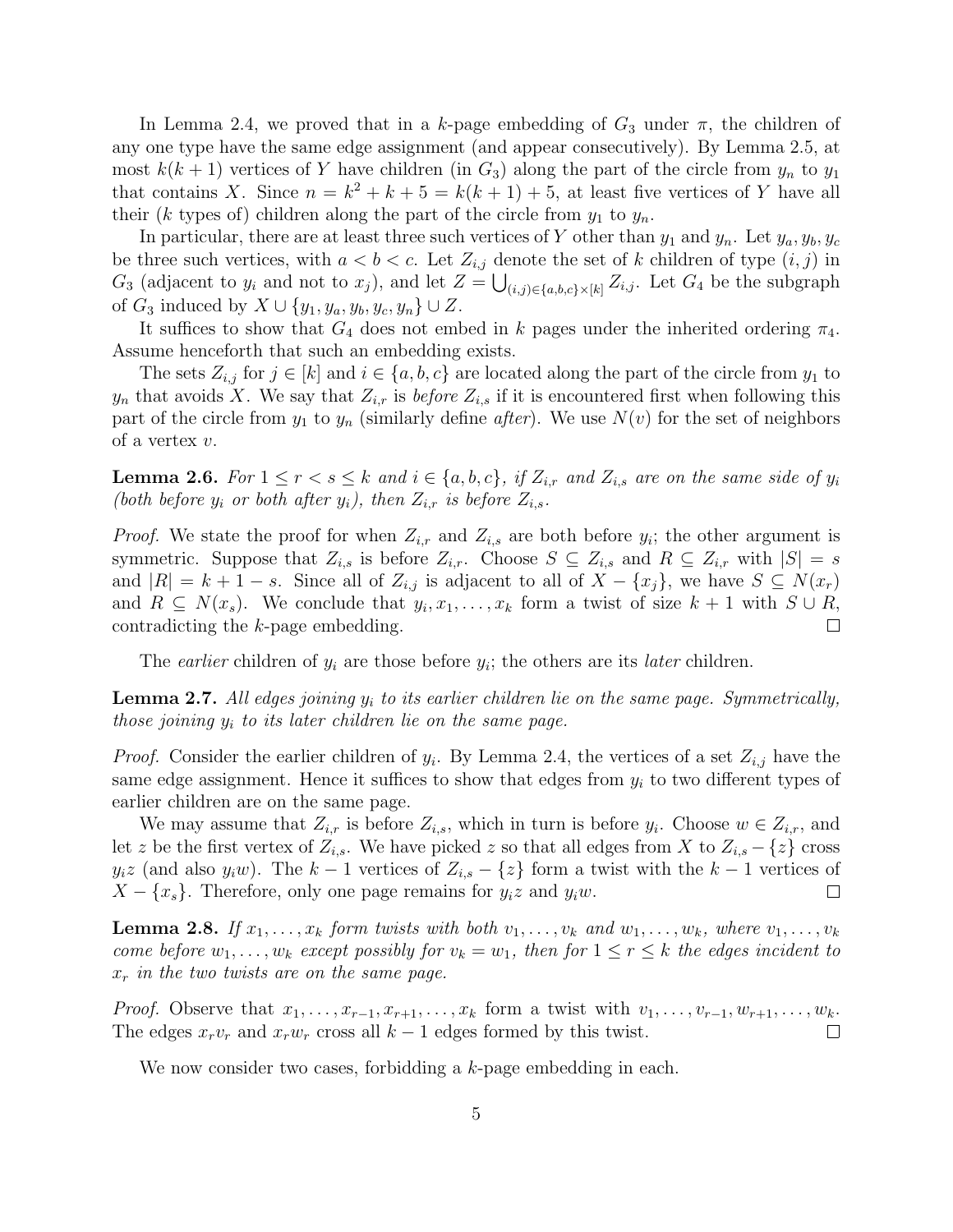In Lemma 2.4, we proved that in a $k$-page embedding of $G_3$ under $\pi$, the children of any one type have the same edge assignment (and appear consecutively). By Lemma 2.5, at most $k(k+1)$ vertices of $Y$ have children (in $G_3$) along the part of the circle from $y_n$ to $y_1$ that contains $X$. Since $n = k^2 + k + 5 = k(k+1) + 5$, at least five vertices of $Y$ have all their ($k$ types of) children along the part of the circle from $y_1$ to $y_n$.

In particular, there are at least three such vertices of $Y$ other than $y_1$ and $y_n$. Let $y_a, y_b, y_c$ be three such vertices, with $a < b < c$. Let $Z_{i,j}$ denote the set of $k$ children of type $(i,j)$ in $G_3$ (adjacent to $y_i$ and not to $x_j$), and let $Z = \bigcup_{(i,j)\in\{a,b,c\}\times[k]} Z_{i,j}$. Let $G_4$ be the subgraph of $G_3$ induced by $X \cup \{y_1, y_a, y_b, y_c, y_n\} \cup Z$.

It suffices to show that $G_4$ does not embed in $k$ pages under the inherited ordering $\pi_4$. Assume henceforth that such an embedding exists.

The sets $Z_{i,j}$ for $j \in [k]$ and $i \in \{a,b,c\}$ are located along the part of the circle from $y_1$ to $y_n$ that avoids $X$. We say that $Z_{i,r}$ is *before* $Z_{i,s}$ if it is encountered first when following this part of the circle from $y_1$ to $y_n$ (similarly define *after*). We use $N(v)$ for the set of neighbors of a vertex $v$.

**Lemma 2.6.** *For $1 \le r < s \le k$ and $i \in \{a,b,c\}$, if $Z_{i,r}$ and $Z_{i,s}$ are on the same side of $y_i$ (both before $y_i$ or both after $y_i$), then $Z_{i,r}$ is before $Z_{i,s}$.*

*Proof.* We state the proof for when $Z_{i,r}$ and $Z_{i,s}$ are both before $y_i$; the other argument is symmetric. Suppose that $Z_{i,s}$ is before $Z_{i,r}$. Choose $S \subseteq Z_{i,s}$ and $R \subseteq Z_{i,r}$ with $|S| = s$ and $|R| = k+1-s$. Since all of $Z_{i,j}$ is adjacent to all of $X - \{x_j\}$, we have $S \subseteq N(x_r)$ and $R \subseteq N(x_s)$. We conclude that $y_i, x_1, \ldots, x_k$ form a twist of size $k+1$ with $S \cup R$, contradicting the $k$-page embedding. $\square$

The *earlier* children of $y_i$ are those before $y_i$; the others are its *later* children.

**Lemma 2.7.** *All edges joining $y_i$ to its earlier children lie on the same page. Symmetrically, those joining $y_i$ to its later children lie on the same page.*

*Proof.* Consider the earlier children of $y_i$. By Lemma 2.4, the vertices of a set $Z_{i,j}$ have the same edge assignment. Hence it suffices to show that edges from $y_i$ to two different types of earlier children are on the same page.

We may assume that $Z_{i,r}$ is before $Z_{i,s}$, which in turn is before $y_i$. Choose $w \in Z_{i,r}$, and let $z$ be the first vertex of $Z_{i,s}$. We have picked $z$ so that all edges from $X$ to $Z_{i,s} - \{z\}$ cross $y_i z$ (and also $y_i w$). The $k-1$ vertices of $Z_{i,s} - \{z\}$ form a twist with the $k-1$ vertices of $X - \{x_s\}$. Therefore, only one page remains for $y_i z$ and $y_i w$. $\square$

**Lemma 2.8.** *If $x_1, \ldots, x_k$ form twists with both $v_1, \ldots, v_k$ and $w_1, \ldots, w_k$, where $v_1, \ldots, v_k$ come before $w_1, \ldots, w_k$ except possibly for $v_k = w_1$, then for $1 \le r \le k$ the edges incident to $x_r$ in the two twists are on the same page.*

*Proof.* Observe that $x_1, \ldots, x_{r-1}, x_{r+1}, \ldots, x_k$ form a twist with $v_1, \ldots, v_{r-1}, w_{r+1}, \ldots, w_k$. The edges $x_r v_r$ and $x_r w_r$ cross all $k-1$ edges formed by this twist. $\square$

We now consider two cases, forbidding a $k$-page embedding in each.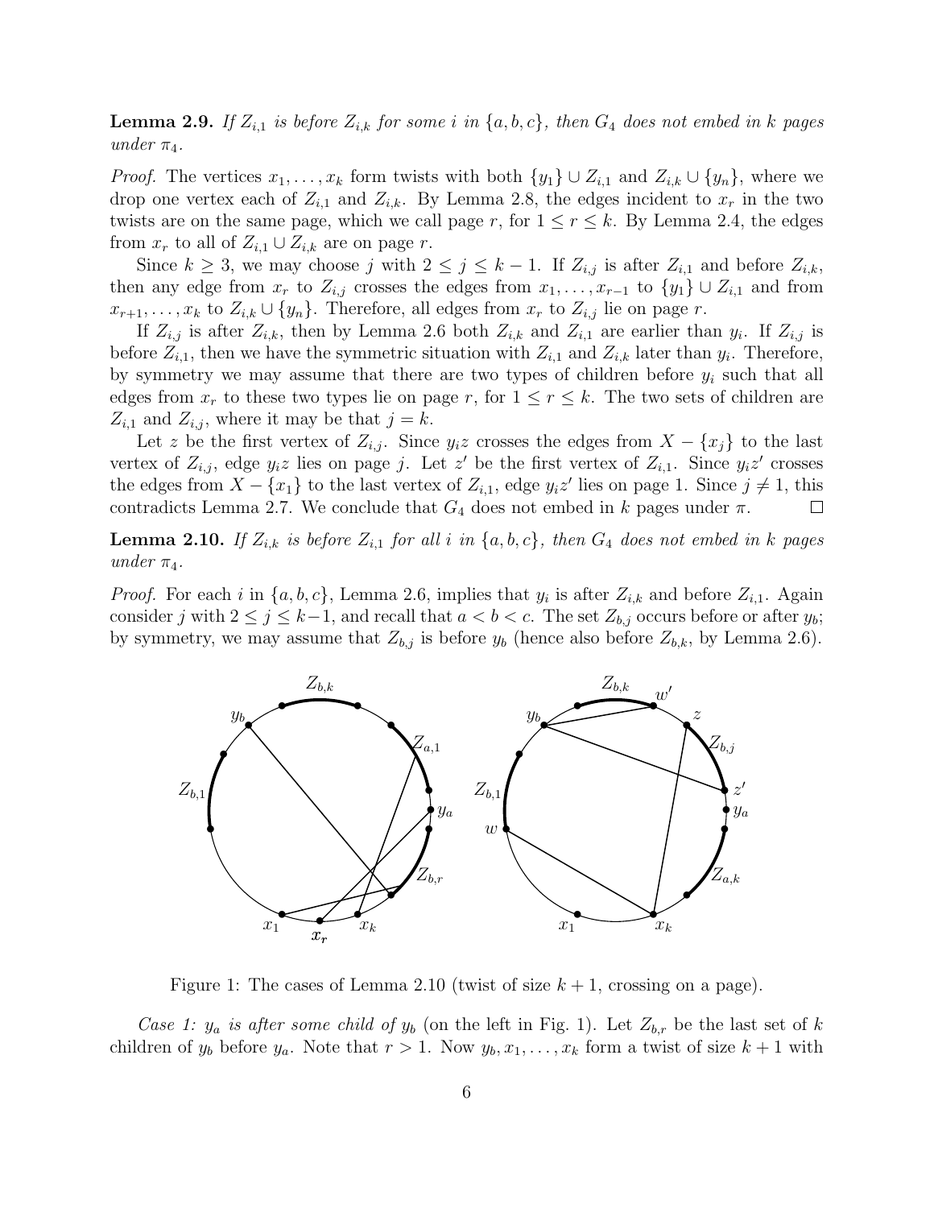**Lemma 2.9.** *If $Z_{i,1}$ is before $Z_{i,k}$ for some $i$ in $\{a, b, c\}$, then $G_4$ does not embed in $k$ pages under $\pi_4$.*

*Proof.* The vertices $x_1, \ldots, x_k$ form twists with both $\{y_1\} \cup Z_{i,1}$ and $Z_{i,k} \cup \{y_n\}$, where we drop one vertex each of $Z_{i,1}$ and $Z_{i,k}$. By Lemma 2.8, the edges incident to $x_r$ in the two twists are on the same page, which we call page $r$, for $1 \leq r \leq k$. By Lemma 2.4, the edges from $x_r$ to all of $Z_{i,1} \cup Z_{i,k}$ are on page $r$.

Since $k \geq 3$, we may choose $j$ with $2 \leq j \leq k-1$. If $Z_{i,j}$ is after $Z_{i,1}$ and before $Z_{i,k}$, then any edge from $x_r$ to $Z_{i,j}$ crosses the edges from $x_1, \ldots, x_{r-1}$ to $\{y_1\} \cup Z_{i,1}$ and from $x_{r+1}, \ldots, x_k$ to $Z_{i,k} \cup \{y_n\}$. Therefore, all edges from $x_r$ to $Z_{i,j}$ lie on page $r$.

If $Z_{i,j}$ is after $Z_{i,k}$, then by Lemma 2.6 both $Z_{i,k}$ and $Z_{i,1}$ are earlier than $y_i$. If $Z_{i,j}$ is before $Z_{i,1}$, then we have the symmetric situation with $Z_{i,1}$ and $Z_{i,k}$ later than $y_i$. Therefore, by symmetry we may assume that there are two types of children before $y_i$ such that all edges from $x_r$ to these two types lie on page $r$, for $1 \leq r \leq k$. The two sets of children are $Z_{i,1}$ and $Z_{i,j}$, where it may be that $j = k$.

Let $z$ be the first vertex of $Z_{i,j}$. Since $y_i z$ crosses the edges from $X - \{x_j\}$ to the last vertex of $Z_{i,j}$, edge $y_i z$ lies on page $j$. Let $z'$ be the first vertex of $Z_{i,1}$. Since $y_i z'$ crosses the edges from $X - \{x_1\}$ to the last vertex of $Z_{i,1}$, edge $y_i z'$ lies on page 1. Since $j \neq 1$, this contradicts Lemma 2.7. We conclude that $G_4$ does not embed in $k$ pages under $\pi$. $\square$

**Lemma 2.10.** *If $Z_{i,k}$ is before $Z_{i,1}$ for all $i$ in $\{a, b, c\}$, then $G_4$ does not embed in $k$ pages under $\pi_4$.*

*Proof.* For each $i$ in $\{a, b, c\}$, Lemma 2.6, implies that $y_i$ is after $Z_{i,k}$ and before $Z_{i,1}$. Again consider $j$ with $2 \leq j \leq k-1$, and recall that $a < b < c$. The set $Z_{b,j}$ occurs before or after $y_b$; by symmetry, we may assume that $Z_{b,j}$ is before $y_b$ (hence also before $Z_{b,k}$, by Lemma 2.6).

Figure 1: The cases of Lemma 2.10 (twist of size $k+1$, crossing on a page).

*Case 1: $y_a$ is after some child of $y_b$* (on the left in Fig. 1). Let $Z_{b,r}$ be the last set of $k$ children of $y_b$ before $y_a$. Note that $r > 1$. Now $y_b, x_1, \ldots, x_k$ form a twist of size $k+1$ with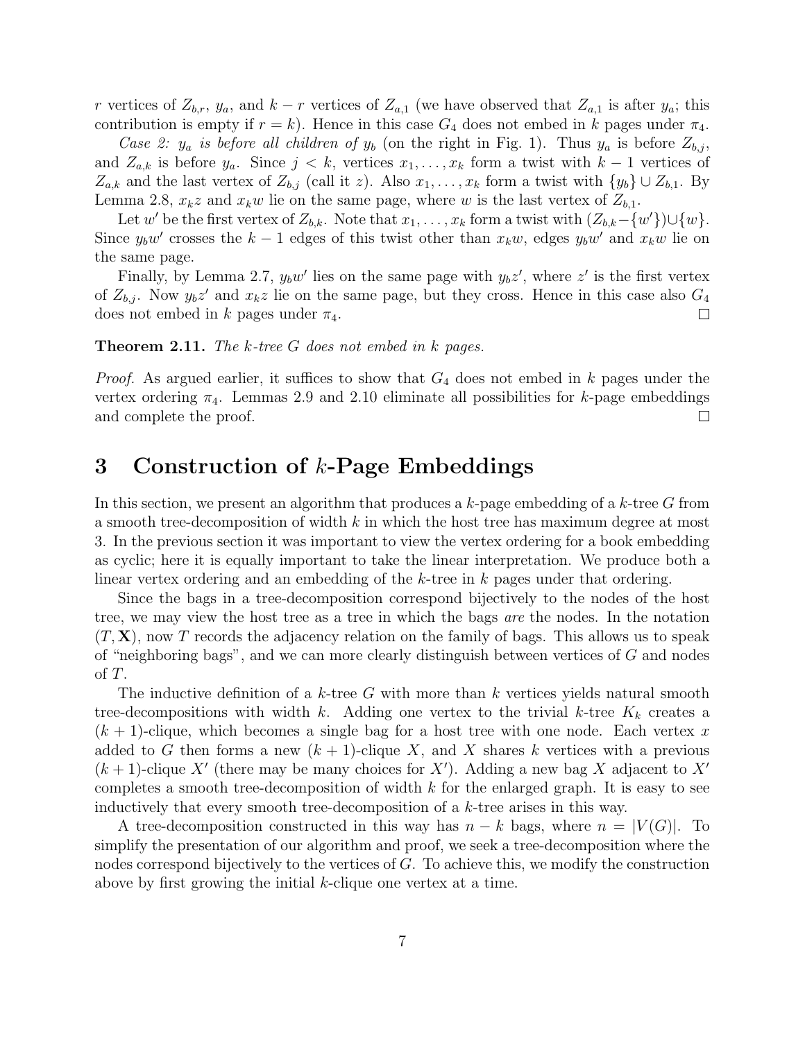$r$ vertices of $Z_{b,r}$, $y_a$, and $k-r$ vertices of $Z_{a,1}$ (we have observed that $Z_{a,1}$ is after $y_a$; this contribution is empty if $r=k$). Hence in this case $G_4$ does not embed in $k$ pages under $\pi_4$.

*Case 2: $y_a$ is before all children of $y_b$* (on the right in Fig. 1). Thus $y_a$ is before $Z_{b,j}$, and $Z_{a,k}$ is before $y_a$. Since $j<k$, vertices $x_1,\ldots,x_k$ form a twist with $k-1$ vertices of $Z_{a,k}$ and the last vertex of $Z_{b,j}$ (call it $z$). Also $x_1,\ldots,x_k$ form a twist with $\{y_b\}\cup Z_{b,1}$. By Lemma 2.8, $x_kz$ and $x_kw$ lie on the same page, where $w$ is the last vertex of $Z_{b,1}$.

Let $w'$ be the first vertex of $Z_{b,k}$. Note that $x_1,\ldots,x_k$ form a twist with $(Z_{b,k}-\{w'\})\cup\{w\}$. Since $y_bw'$ crosses the $k-1$ edges of this twist other than $x_kw$, edges $y_bw'$ and $x_kw$ lie on the same page.

Finally, by Lemma 2.7, $y_bw'$ lies on the same page with $y_bz'$, where $z'$ is the first vertex of $Z_{b,j}$. Now $y_bz'$ and $x_kz$ lie on the same page, but they cross. Hence in this case also $G_4$ does not embed in $k$ pages under $\pi_4$. □

**Theorem 2.11.** *The $k$-tree $G$ does not embed in $k$ pages.*

*Proof.* As argued earlier, it suffices to show that $G_4$ does not embed in $k$ pages under the vertex ordering $\pi_4$. Lemmas 2.9 and 2.10 eliminate all possibilities for $k$-page embeddings and complete the proof. □

## 3 Construction of $k$-Page Embeddings

In this section, we present an algorithm that produces a $k$-page embedding of a $k$-tree $G$ from a smooth tree-decomposition of width $k$ in which the host tree has maximum degree at most 3. In the previous section it was important to view the vertex ordering for a book embedding as cyclic; here it is equally important to take the linear interpretation. We produce both a linear vertex ordering and an embedding of the $k$-tree in $k$ pages under that ordering.

Since the bags in a tree-decomposition correspond bijectively to the nodes of the host tree, we may view the host tree as a tree in which the bags *are* the nodes. In the notation $(T,\mathbf{X})$, now $T$ records the adjacency relation on the family of bags. This allows us to speak of "neighboring bags", and we can more clearly distinguish between vertices of $G$ and nodes of $T$.

The inductive definition of a $k$-tree $G$ with more than $k$ vertices yields natural smooth tree-decompositions with width $k$. Adding one vertex to the trivial $k$-tree $K_k$ creates a $(k+1)$-clique, which becomes a single bag for a host tree with one node. Each vertex $x$ added to $G$ then forms a new $(k+1)$-clique $X$, and $X$ shares $k$ vertices with a previous $(k+1)$-clique $X'$ (there may be many choices for $X'$). Adding a new bag $X$ adjacent to $X'$ completes a smooth tree-decomposition of width $k$ for the enlarged graph. It is easy to see inductively that every smooth tree-decomposition of a $k$-tree arises in this way.

A tree-decomposition constructed in this way has $n-k$ bags, where $n=|V(G)|$. To simplify the presentation of our algorithm and proof, we seek a tree-decomposition where the nodes correspond bijectively to the vertices of $G$. To achieve this, we modify the construction above by first growing the initial $k$-clique one vertex at a time.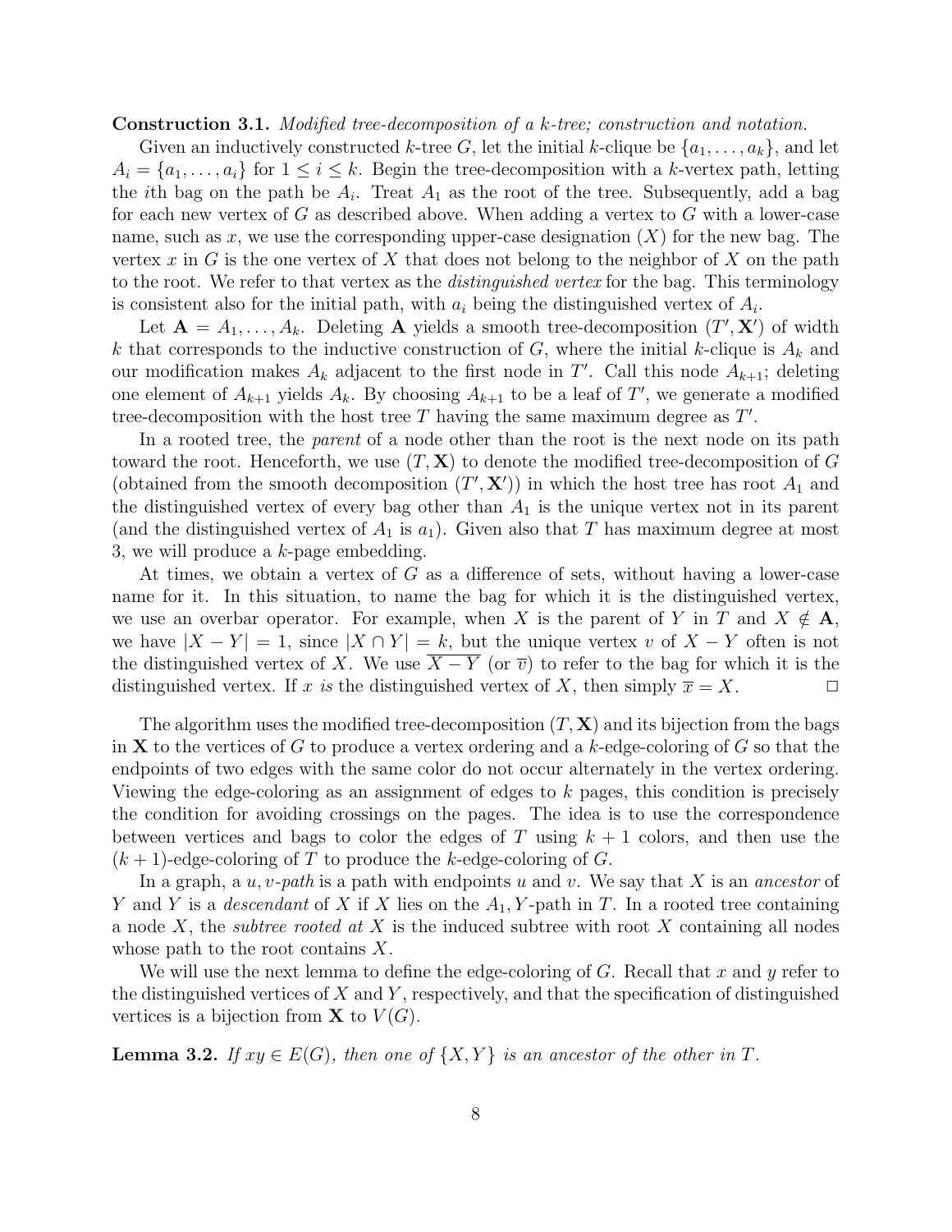**Construction 3.1.** *Modified tree-decomposition of a k-tree; construction and notation.*

Given an inductively constructed $k$-tree $G$, let the initial $k$-clique be $\{a_1, \ldots, a_k\}$, and let $A_i = \{a_1, \ldots, a_i\}$ for $1 \le i \le k$. Begin the tree-decomposition with a $k$-vertex path, letting the $i$th bag on the path be $A_i$. Treat $A_1$ as the root of the tree. Subsequently, add a bag for each new vertex of $G$ as described above. When adding a vertex to $G$ with a lower-case name, such as $x$, we use the corresponding upper-case designation ($X$) for the new bag. The vertex $x$ in $G$ is the one vertex of $X$ that does not belong to the neighbor of $X$ on the path to the root. We refer to that vertex as the *distinguished vertex* for the bag. This terminology is consistent also for the initial path, with $a_i$ being the distinguished vertex of $A_i$.

Let $\mathbf{A} = A_1, \ldots, A_k$. Deleting $\mathbf{A}$ yields a smooth tree-decomposition $(T', \mathbf{X}')$ of width $k$ that corresponds to the inductive construction of $G$, where the initial $k$-clique is $A_k$ and our modification makes $A_k$ adjacent to the first node in $T'$. Call this node $A_{k+1}$; deleting one element of $A_{k+1}$ yields $A_k$. By choosing $A_{k+1}$ to be a leaf of $T'$, we generate a modified tree-decomposition with the host tree $T$ having the same maximum degree as $T'$.

In a rooted tree, the *parent* of a node other than the root is the next node on its path toward the root. Henceforth, we use $(T, \mathbf{X})$ to denote the modified tree-decomposition of $G$ (obtained from the smooth decomposition $(T', \mathbf{X}')$) in which the host tree has root $A_1$ and the distinguished vertex of every bag other than $A_1$ is the unique vertex not in its parent (and the distinguished vertex of $A_1$ is $a_1$). Given also that $T$ has maximum degree at most 3, we will produce a $k$-page embedding.

At times, we obtain a vertex of $G$ as a difference of sets, without having a lower-case name for it. In this situation, to name the bag for which it is the distinguished vertex, we use an overbar operator. For example, when $X$ is the parent of $Y$ in $T$ and $X \notin \mathbf{A}$, we have $|X - Y| = 1$, since $|X \cap Y| = k$, but the unique vertex $v$ of $X - Y$ often is not the distinguished vertex of $X$. We use $\overline{X - Y}$ (or $\overline{v}$) to refer to the bag for which it is the distinguished vertex. If $x$ *is* the distinguished vertex of $X$, then simply $\overline{x} = X$. □

The algorithm uses the modified tree-decomposition $(T, \mathbf{X})$ and its bijection from the bags in $\mathbf{X}$ to the vertices of $G$ to produce a vertex ordering and a $k$-edge-coloring of $G$ so that the endpoints of two edges with the same color do not occur alternately in the vertex ordering. Viewing the edge-coloring as an assignment of edges to $k$ pages, this condition is precisely the condition for avoiding crossings on the pages. The idea is to use the correspondence between vertices and bags to color the edges of $T$ using $k+1$ colors, and then use the $(k+1)$-edge-coloring of $T$ to produce the $k$-edge-coloring of $G$.

In a graph, a *$u, v$-path* is a path with endpoints $u$ and $v$. We say that $X$ is an *ancestor* of $Y$ and $Y$ is a *descendant* of $X$ if $X$ lies on the $A_1, Y$-path in $T$. In a rooted tree containing a node $X$, the *subtree rooted at* $X$ is the induced subtree with root $X$ containing all nodes whose path to the root contains $X$.

We will use the next lemma to define the edge-coloring of $G$. Recall that $x$ and $y$ refer to the distinguished vertices of $X$ and $Y$, respectively, and that the specification of distinguished vertices is a bijection from $\mathbf{X}$ to $V(G)$.

**Lemma 3.2.** *If $xy \in E(G)$, then one of $\{X, Y\}$ is an ancestor of the other in $T$.*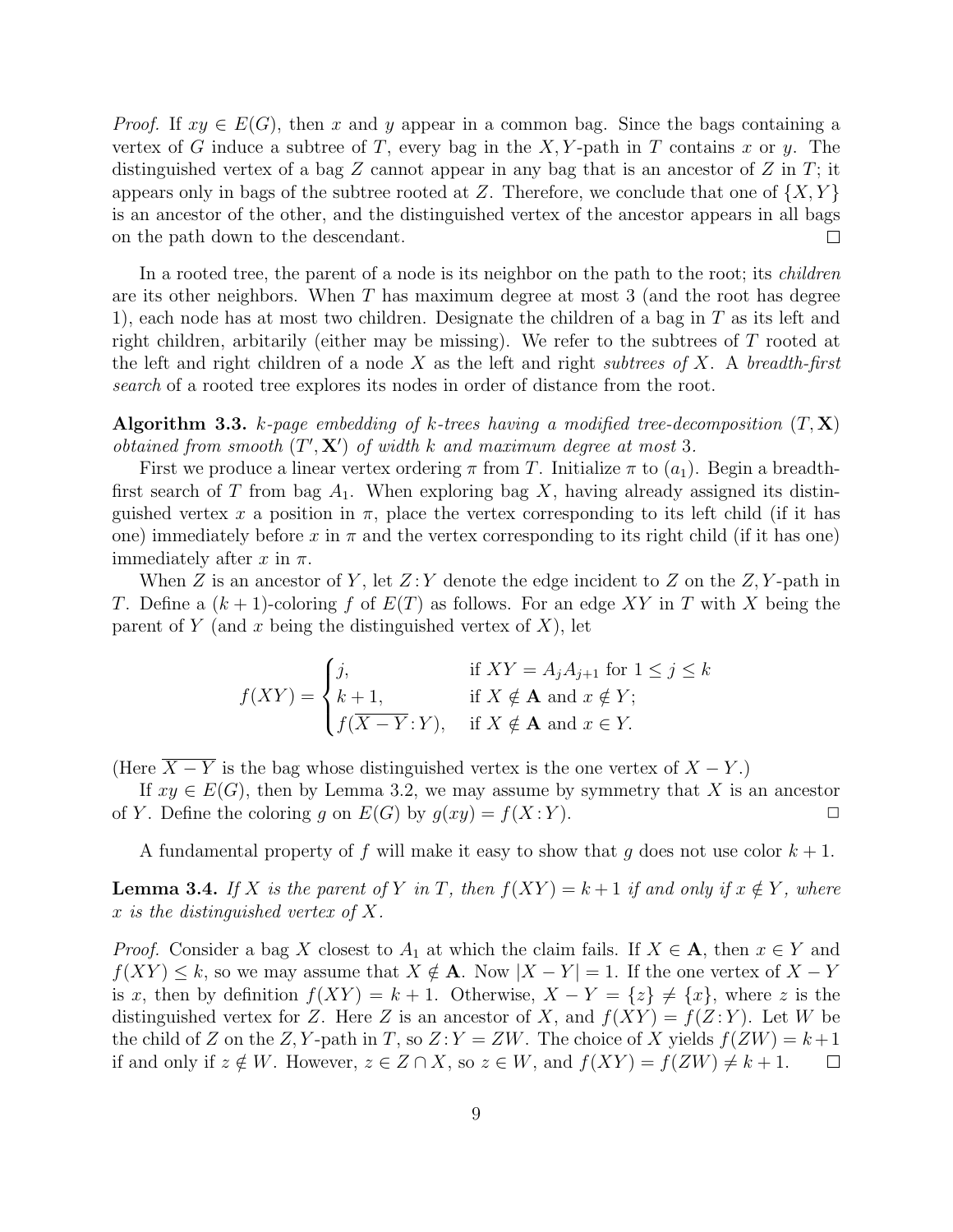*Proof.* If $xy \in E(G)$, then $x$ and $y$ appear in a common bag. Since the bags containing a vertex of $G$ induce a subtree of $T$, every bag in the $X, Y$-path in $T$ contains $x$ or $y$. The distinguished vertex of a bag $Z$ cannot appear in any bag that is an ancestor of $Z$ in $T$; it appears only in bags of the subtree rooted at $Z$. Therefore, we conclude that one of $\{X, Y\}$ is an ancestor of the other, and the distinguished vertex of the ancestor appears in all bags on the path down to the descendant. □

In a rooted tree, the parent of a node is its neighbor on the path to the root; its *children* are its other neighbors. When $T$ has maximum degree at most 3 (and the root has degree 1), each node has at most two children. Designate the children of a bag in $T$ as its left and right children, arbitarily (either may be missing). We refer to the subtrees of $T$ rooted at the left and right children of a node $X$ as the left and right *subtrees of* $X$. A *breadth-first search* of a rooted tree explores its nodes in order of distance from the root.

**Algorithm 3.3.** *$k$-page embedding of $k$-trees having a modified tree-decomposition $(T, \mathbf{X})$ obtained from smooth $(T', \mathbf{X}')$ of width $k$ and maximum degree at most 3.*

First we produce a linear vertex ordering $\pi$ from $T$. Initialize $\pi$ to $(a_1)$. Begin a breadth-first search of $T$ from bag $A_1$. When exploring bag $X$, having already assigned its distinguished vertex $x$ a position in $\pi$, place the vertex corresponding to its left child (if it has one) immediately before $x$ in $\pi$ and the vertex corresponding to its right child (if it has one) immediately after $x$ in $\pi$.

When $Z$ is an ancestor of $Y$, let $Z\!:\!Y$ denote the edge incident to $Z$ on the $Z, Y$-path in $T$. Define a $(k+1)$-coloring $f$ of $E(T)$ as follows. For an edge $XY$ in $T$ with $X$ being the parent of $Y$ (and $x$ being the distinguished vertex of $X$), let

$$f(XY) = \begin{cases} j, & \text{if } XY = A_jA_{j+1} \text{ for } 1 \le j \le k \\ k+1, & \text{if } X \notin \mathbf{A} \text{ and } x \notin Y; \\ f(\overline{X-Y}\!:\!Y), & \text{if } X \notin \mathbf{A} \text{ and } x \in Y. \end{cases}$$

(Here $\overline{X-Y}$ is the bag whose distinguished vertex is the one vertex of $X - Y$.)

If $xy \in E(G)$, then by Lemma 3.2, we may assume by symmetry that $X$ is an ancestor of $Y$. Define the coloring $g$ on $E(G)$ by $g(xy) = f(X\!:\!Y)$. □

A fundamental property of $f$ will make it easy to show that $g$ does not use color $k+1$.

**Lemma 3.4.** *If $X$ is the parent of $Y$ in $T$, then $f(XY) = k+1$ if and only if $x \notin Y$, where $x$ is the distinguished vertex of $X$.*

*Proof.* Consider a bag $X$ closest to $A_1$ at which the claim fails. If $X \in \mathbf{A}$, then $x \in Y$ and $f(XY) \le k$, so we may assume that $X \notin \mathbf{A}$. Now $|X - Y| = 1$. If the one vertex of $X - Y$ is $x$, then by definition $f(XY) = k+1$. Otherwise, $X - Y = \{z\} \ne \{x\}$, where $z$ is the distinguished vertex for $Z$. Here $Z$ is an ancestor of $X$, and $f(XY) = f(Z\!:\!Y)$. Let $W$ be the child of $Z$ on the $Z, Y$-path in $T$, so $Z\!:\!Y = ZW$. The choice of $X$ yields $f(ZW) = k+1$ if and only if $z \notin W$. However, $z \in Z \cap X$, so $z \in W$, and $f(XY) = f(ZW) \ne k+1$. □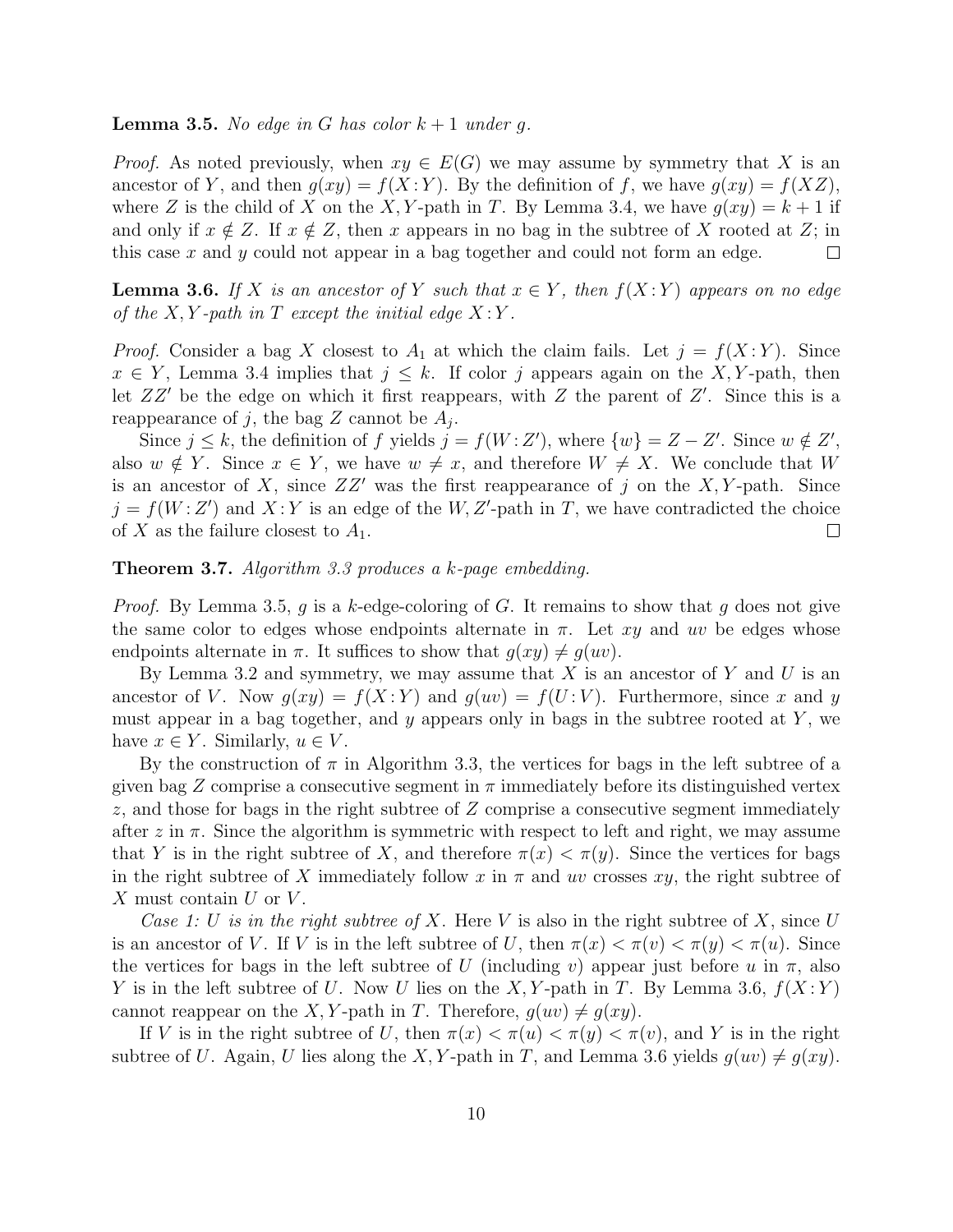**Lemma 3.5.** *No edge in $G$ has color $k+1$ under $g$.*

*Proof.* As noted previously, when $xy \in E(G)$ we may assume by symmetry that $X$ is an ancestor of $Y$, and then $g(xy) = f(X\colon Y)$. By the definition of $f$, we have $g(xy) = f(XZ)$, where $Z$ is the child of $X$ on the $X,Y$-path in $T$. By Lemma 3.4, we have $g(xy) = k+1$ if and only if $x \notin Z$. If $x \notin Z$, then $x$ appears in no bag in the subtree of $X$ rooted at $Z$; in this case $x$ and $y$ could not appear in a bag together and could not form an edge. $\square$

**Lemma 3.6.** *If $X$ is an ancestor of $Y$ such that $x \in Y$, then $f(X\colon Y)$ appears on no edge of the $X,Y$-path in $T$ except the initial edge $X\colon Y$.*

*Proof.* Consider a bag $X$ closest to $A_1$ at which the claim fails. Let $j = f(X\colon Y)$. Since $x \in Y$, Lemma 3.4 implies that $j \le k$. If color $j$ appears again on the $X,Y$-path, then let $ZZ'$ be the edge on which it first reappears, with $Z$ the parent of $Z'$. Since this is a reappearance of $j$, the bag $Z$ cannot be $A_j$.

Since $j \le k$, the definition of $f$ yields $j = f(W\colon Z')$, where $\{w\} = Z - Z'$. Since $w \notin Z'$, also $w \notin Y$. Since $x \in Y$, we have $w \ne x$, and therefore $W \ne X$. We conclude that $W$ is an ancestor of $X$, since $ZZ'$ was the first reappearance of $j$ on the $X,Y$-path. Since $j = f(W\colon Z')$ and $X\colon Y$ is an edge of the $W,Z'$-path in $T$, we have contradicted the choice of $X$ as the failure closest to $A_1$. $\square$

**Theorem 3.7.** *Algorithm 3.3 produces a $k$-page embedding.*

*Proof.* By Lemma 3.5, $g$ is a $k$-edge-coloring of $G$. It remains to show that $g$ does not give the same color to edges whose endpoints alternate in $\pi$. Let $xy$ and $uv$ be edges whose endpoints alternate in $\pi$. It suffices to show that $g(xy) \ne g(uv)$.

By Lemma 3.2 and symmetry, we may assume that $X$ is an ancestor of $Y$ and $U$ is an ancestor of $V$. Now $g(xy) = f(X\colon Y)$ and $g(uv) = f(U\colon V)$. Furthermore, since $x$ and $y$ must appear in a bag together, and $y$ appears only in bags in the subtree rooted at $Y$, we have $x \in Y$. Similarly, $u \in V$.

By the construction of $\pi$ in Algorithm 3.3, the vertices for bags in the left subtree of a given bag $Z$ comprise a consecutive segment in $\pi$ immediately before its distinguished vertex $z$, and those for bags in the right subtree of $Z$ comprise a consecutive segment immediately after $z$ in $\pi$. Since the algorithm is symmetric with respect to left and right, we may assume that $Y$ is in the right subtree of $X$, and therefore $\pi(x) < \pi(y)$. Since the vertices for bags in the right subtree of $X$ immediately follow $x$ in $\pi$ and $uv$ crosses $xy$, the right subtree of $X$ must contain $U$ or $V$.

*Case 1: $U$ is in the right subtree of $X$.* Here $V$ is also in the right subtree of $X$, since $U$ is an ancestor of $V$. If $V$ is in the left subtree of $U$, then $\pi(x) < \pi(v) < \pi(y) < \pi(u)$. Since the vertices for bags in the left subtree of $U$ (including $v$) appear just before $u$ in $\pi$, also $Y$ is in the left subtree of $U$. Now $U$ lies on the $X,Y$-path in $T$. By Lemma 3.6, $f(X\colon Y)$ cannot reappear on the $X,Y$-path in $T$. Therefore, $g(uv) \ne g(xy)$.

If $V$ is in the right subtree of $U$, then $\pi(x) < \pi(u) < \pi(y) < \pi(v)$, and $Y$ is in the right subtree of $U$. Again, $U$ lies along the $X,Y$-path in $T$, and Lemma 3.6 yields $g(uv) \ne g(xy)$.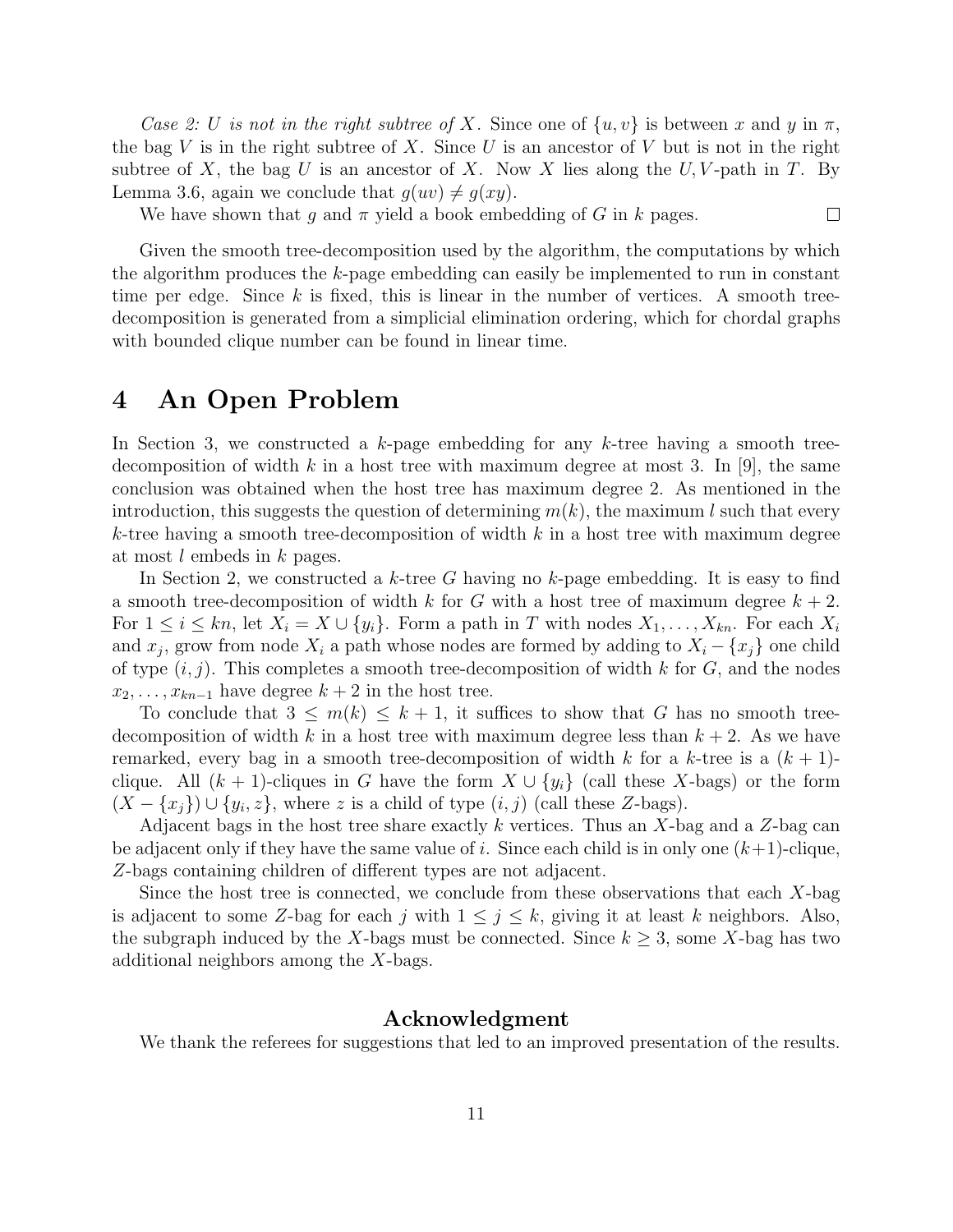*Case 2: $U$ is not in the right subtree of $X$.* Since one of $\{u, v\}$ is between $x$ and $y$ in $\pi$, the bag $V$ is in the right subtree of $X$. Since $U$ is an ancestor of $V$ but is not in the right subtree of $X$, the bag $U$ is an ancestor of $X$. Now $X$ lies along the $U, V$-path in $T$. By Lemma 3.6, again we conclude that $g(uv) \neq g(xy)$.

We have shown that $g$ and $\pi$ yield a book embedding of $G$ in $k$ pages. □

Given the smooth tree-decomposition used by the algorithm, the computations by which the algorithm produces the $k$-page embedding can easily be implemented to run in constant time per edge. Since $k$ is fixed, this is linear in the number of vertices. A smooth tree-decomposition is generated from a simplicial elimination ordering, which for chordal graphs with bounded clique number can be found in linear time.

# 4 An Open Problem

In Section 3, we constructed a $k$-page embedding for any $k$-tree having a smooth tree-decomposition of width $k$ in a host tree with maximum degree at most 3. In [9], the same conclusion was obtained when the host tree has maximum degree 2. As mentioned in the introduction, this suggests the question of determining $m(k)$, the maximum $l$ such that every $k$-tree having a smooth tree-decomposition of width $k$ in a host tree with maximum degree at most $l$ embeds in $k$ pages.

In Section 2, we constructed a $k$-tree $G$ having no $k$-page embedding. It is easy to find a smooth tree-decomposition of width $k$ for $G$ with a host tree of maximum degree $k+2$. For $1 \leq i \leq kn$, let $X_i = X \cup \{y_i\}$. Form a path in $T$ with nodes $X_1, \ldots, X_{kn}$. For each $X_i$ and $x_j$, grow from node $X_i$ a path whose nodes are formed by adding to $X_i - \{x_j\}$ one child of type $(i, j)$. This completes a smooth tree-decomposition of width $k$ for $G$, and the nodes $x_2, \ldots, x_{kn-1}$ have degree $k+2$ in the host tree.

To conclude that $3 \leq m(k) \leq k+1$, it suffices to show that $G$ has no smooth tree-decomposition of width $k$ in a host tree with maximum degree less than $k+2$. As we have remarked, every bag in a smooth tree-decomposition of width $k$ for a $k$-tree is a $(k+1)$-clique. All $(k+1)$-cliques in $G$ have the form $X \cup \{y_i\}$ (call these $X$-bags) or the form $(X - \{x_j\}) \cup \{y_i, z\}$, where $z$ is a child of type $(i, j)$ (call these $Z$-bags).

Adjacent bags in the host tree share exactly $k$ vertices. Thus an $X$-bag and a $Z$-bag can be adjacent only if they have the same value of $i$. Since each child is in only one $(k+1)$-clique, $Z$-bags containing children of different types are not adjacent.

Since the host tree is connected, we conclude from these observations that each $X$-bag is adjacent to some $Z$-bag for each $j$ with $1 \leq j \leq k$, giving it at least $k$ neighbors. Also, the subgraph induced by the $X$-bags must be connected. Since $k \geq 3$, some $X$-bag has two additional neighbors among the $X$-bags.

## Acknowledgment

We thank the referees for suggestions that led to an improved presentation of the results.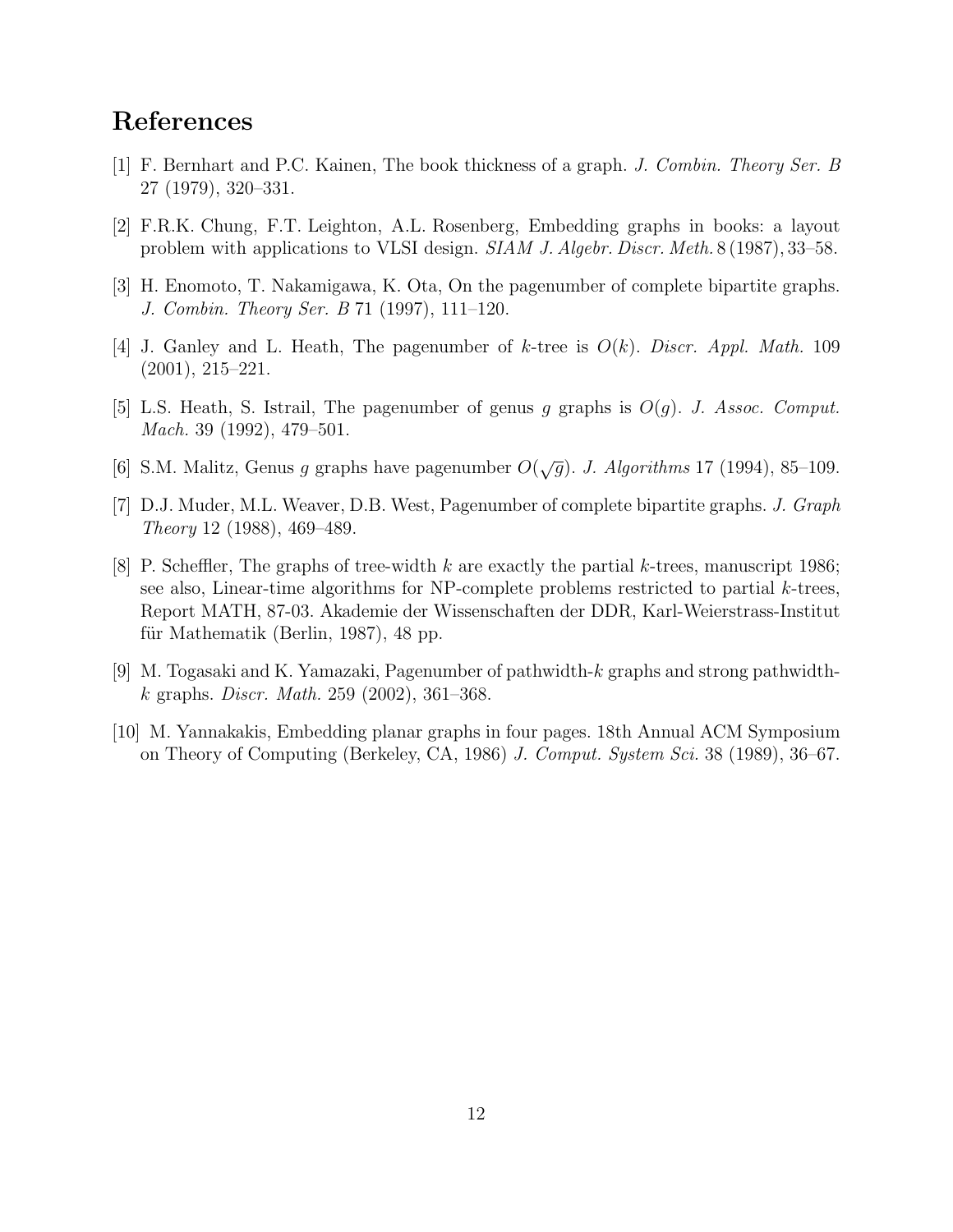# References

[1] F. Bernhart and P.C. Kainen, The book thickness of a graph. *J. Combin. Theory Ser. B* 27 (1979), 320–331.

[2] F.R.K. Chung, F.T. Leighton, A.L. Rosenberg, Embedding graphs in books: a layout problem with applications to VLSI design. *SIAM J. Algebr. Discr. Meth.* 8 (1987), 33–58.

[3] H. Enomoto, T. Nakamigawa, K. Ota, On the pagenumber of complete bipartite graphs. *J. Combin. Theory Ser. B* 71 (1997), 111–120.

[4] J. Ganley and L. Heath, The pagenumber of $k$-tree is $O(k)$. *Discr. Appl. Math.* 109 (2001), 215–221.

[5] L.S. Heath, S. Istrail, The pagenumber of genus $g$ graphs is $O(g)$. *J. Assoc. Comput. Mach.* 39 (1992), 479–501.

[6] S.M. Malitz, Genus $g$ graphs have pagenumber $O(\sqrt{g})$. *J. Algorithms* 17 (1994), 85–109.

[7] D.J. Muder, M.L. Weaver, D.B. West, Pagenumber of complete bipartite graphs. *J. Graph Theory* 12 (1988), 469–489.

[8] P. Scheffler, The graphs of tree-width $k$ are exactly the partial $k$-trees, manuscript 1986; see also, Linear-time algorithms for NP-complete problems restricted to partial $k$-trees, Report MATH, 87-03. Akademie der Wissenschaften der DDR, Karl-Weierstrass-Institut für Mathematik (Berlin, 1987), 48 pp.

[9] M. Togasaki and K. Yamazaki, Pagenumber of pathwidth-$k$ graphs and strong pathwidth-$k$ graphs. *Discr. Math.* 259 (2002), 361–368.

[10] M. Yannakakis, Embedding planar graphs in four pages. 18th Annual ACM Symposium on Theory of Computing (Berkeley, CA, 1986) *J. Comput. System Sci.* 38 (1989), 36–67.